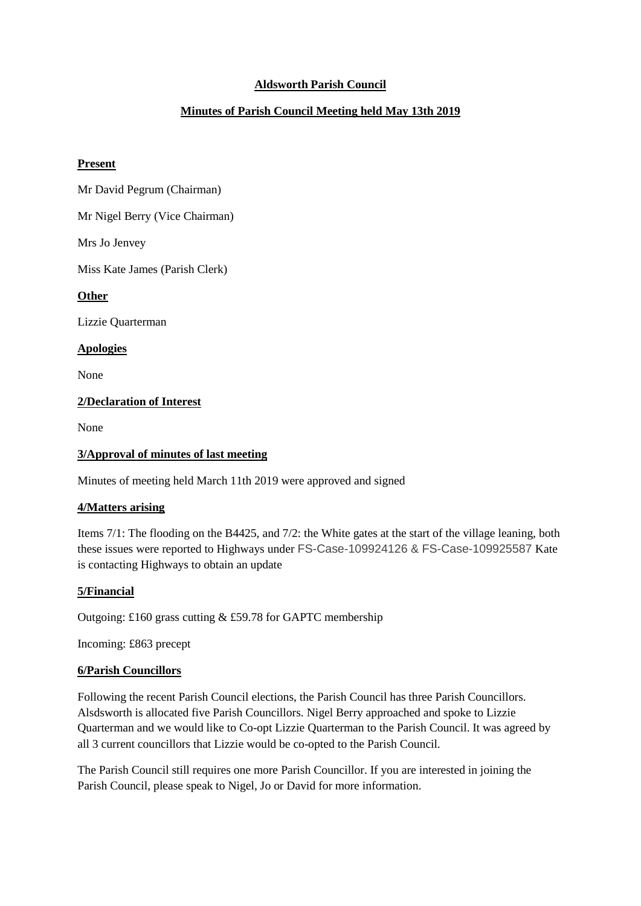# Aldsworth Parish Council

## Minutes of Parish Council Meeting held May 13th 2019

**Present**

Mr David Pegrum (Chairman)

Mr Nigel Berry (Vice Chairman)

Mrs Jo Jenvey

Miss Kate James (Parish Clerk)

**Other**

Lizzie Quarterman

**Apologies**

None

**2/Declaration of Interest**

None

**3/Approval of minutes of last meeting**

Minutes of meeting held March 11th 2019 were approved and signed

**4/Matters arising**

Items 7/1: The flooding on the B4425, and 7/2: the White gates at the start of the village leaning, both these issues were reported to Highways under FS-Case-109924126 & FS-Case-109925587 Kate is contacting Highways to obtain an update

**5/Financial**

Outgoing: £160 grass cutting & £59.78 for GAPTC membership

Incoming: £863 precept

**6/Parish Councillors**

Following the recent Parish Council elections, the Parish Council has three Parish Councillors. Alsdsworth is allocated five Parish Councillors. Nigel Berry approached and spoke to Lizzie Quarterman and we would like to Co-opt Lizzie Quarterman to the Parish Council. It was agreed by all 3 current councillors that Lizzie would be co-opted to the Parish Council.

The Parish Council still requires one more Parish Councillor. If you are interested in joining the Parish Council, please speak to Nigel, Jo or David for more information.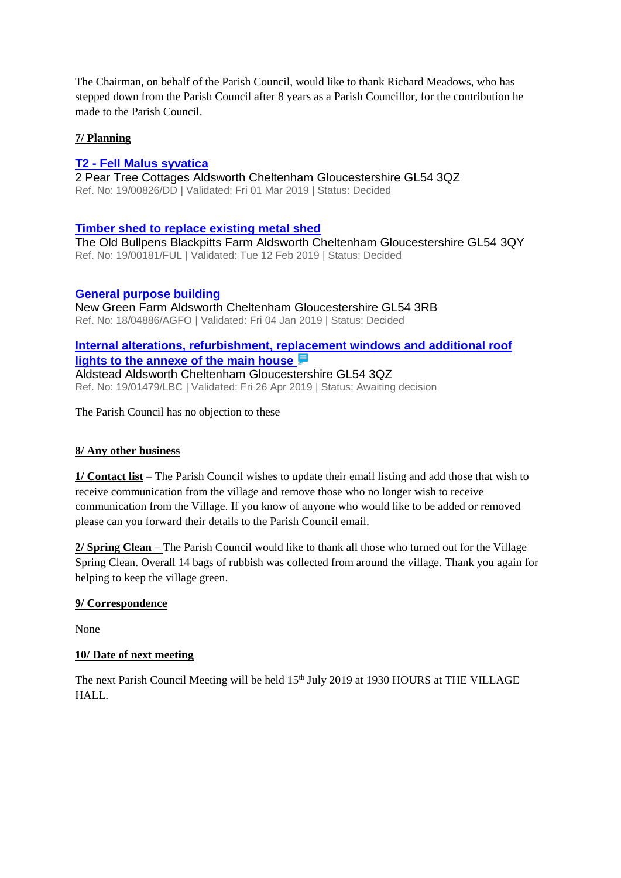The Chairman, on behalf of the Parish Council, would like to thank Richard Meadows, who has stepped down from the Parish Council after 8 years as a Parish Councillor, for the contribution he made to the Parish Council.

**7/ Planning**

**T2 - Fell Malus syvatica**
2 Pear Tree Cottages Aldsworth Cheltenham Gloucestershire GL54 3QZ
Ref. No: 19/00826/DD | Validated: Fri 01 Mar 2019 | Status: Decided

**Timber shed to replace existing metal shed**
The Old Bullpens Blackpitts Farm Aldsworth Cheltenham Gloucestershire GL54 3QY
Ref. No: 19/00181/FUL | Validated: Tue 12 Feb 2019 | Status: Decided

**General purpose building**
New Green Farm Aldsworth Cheltenham Gloucestershire GL54 3RB
Ref. No: 18/04886/AGFO | Validated: Fri 04 Jan 2019 | Status: Decided

**Internal alterations, refurbishment, replacement windows and additional roof lights to the annexe of the main house**
Aldstead Aldsworth Cheltenham Gloucestershire GL54 3QZ
Ref. No: 19/01479/LBC | Validated: Fri 26 Apr 2019 | Status: Awaiting decision

The Parish Council has no objection to these

**8/ Any other business**

**1/ Contact list** – The Parish Council wishes to update their email listing and add those that wish to receive communication from the village and remove those who no longer wish to receive communication from the Village. If you know of anyone who would like to be added or removed please can you forward their details to the Parish Council email.

**2/ Spring Clean –** The Parish Council would like to thank all those who turned out for the Village Spring Clean. Overall 14 bags of rubbish was collected from around the village. Thank you again for helping to keep the village green.

**9/ Correspondence**

None

**10/ Date of next meeting**

The next Parish Council Meeting will be held 15th July 2019 at 1930 HOURS at THE VILLAGE HALL.